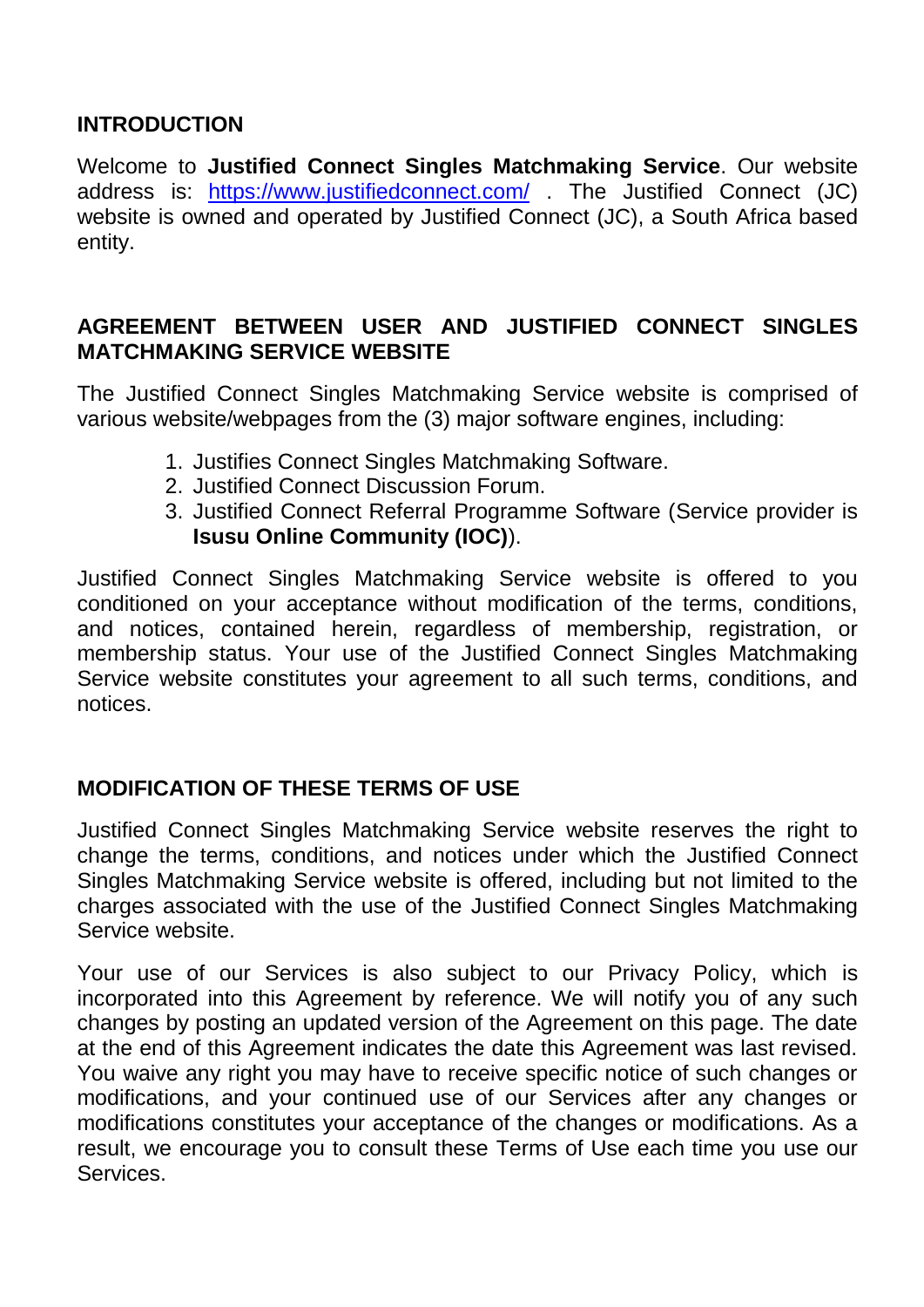## INTRODUCTION

Welcome to **Justified Connect Singles Matchmaking Service**. Our website address is: https://www.justifiedconnect.com/ . The Justified Connect (JC) website is owned and operated by Justified Connect (JC), a South Africa based entity.

## AGREEMENT BETWEEN USER AND JUSTIFIED CONNECT SINGLES MATCHMAKING SERVICE WEBSITE

The Justified Connect Singles Matchmaking Service website is comprised of various website/webpages from the (3) major software engines, including:

1. Justifies Connect Singles Matchmaking Software.
2. Justified Connect Discussion Forum.
3. Justified Connect Referral Programme Software (Service provider is **Isusu Online Community (IOC)**).

Justified Connect Singles Matchmaking Service website is offered to you conditioned on your acceptance without modification of the terms, conditions, and notices, contained herein, regardless of membership, registration, or membership status. Your use of the Justified Connect Singles Matchmaking Service website constitutes your agreement to all such terms, conditions, and notices.

## MODIFICATION OF THESE TERMS OF USE

Justified Connect Singles Matchmaking Service website reserves the right to change the terms, conditions, and notices under which the Justified Connect Singles Matchmaking Service website is offered, including but not limited to the charges associated with the use of the Justified Connect Singles Matchmaking Service website.

Your use of our Services is also subject to our Privacy Policy, which is incorporated into this Agreement by reference. We will notify you of any such changes by posting an updated version of the Agreement on this page. The date at the end of this Agreement indicates the date this Agreement was last revised. You waive any right you may have to receive specific notice of such changes or modifications, and your continued use of our Services after any changes or modifications constitutes your acceptance of the changes or modifications. As a result, we encourage you to consult these Terms of Use each time you use our Services.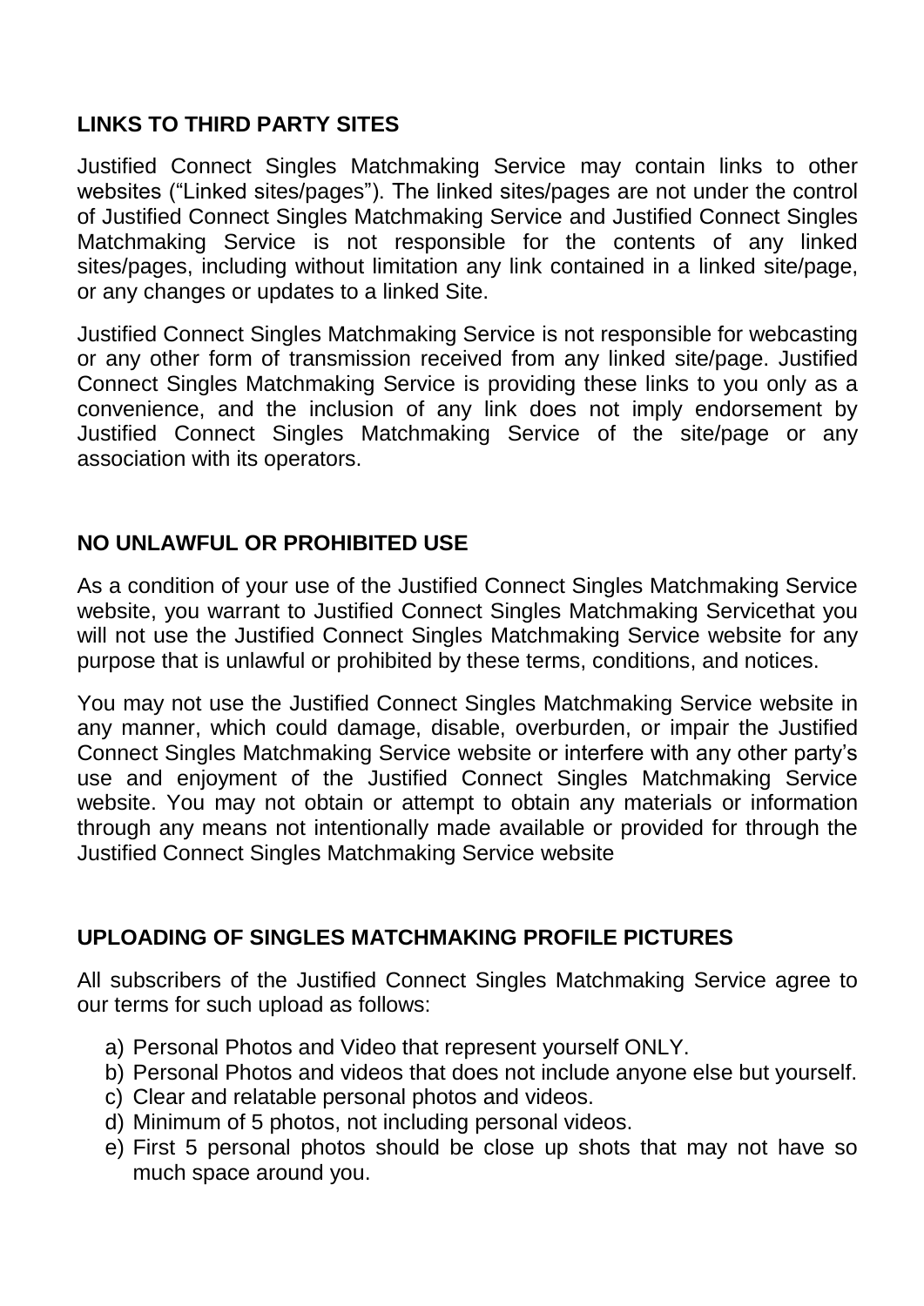**LINKS TO THIRD PARTY SITES**

Justified Connect Singles Matchmaking Service may contain links to other websites ("Linked sites/pages"). The linked sites/pages are not under the control of Justified Connect Singles Matchmaking Service and Justified Connect Singles Matchmaking Service is not responsible for the contents of any linked sites/pages, including without limitation any link contained in a linked site/page, or any changes or updates to a linked Site.

Justified Connect Singles Matchmaking Service is not responsible for webcasting or any other form of transmission received from any linked site/page. Justified Connect Singles Matchmaking Service is providing these links to you only as a convenience, and the inclusion of any link does not imply endorsement by Justified Connect Singles Matchmaking Service of the site/page or any association with its operators.

**NO UNLAWFUL OR PROHIBITED USE**

As a condition of your use of the Justified Connect Singles Matchmaking Service website, you warrant to Justified Connect Singles Matchmaking Servicethat you will not use the Justified Connect Singles Matchmaking Service website for any purpose that is unlawful or prohibited by these terms, conditions, and notices.

You may not use the Justified Connect Singles Matchmaking Service website in any manner, which could damage, disable, overburden, or impair the Justified Connect Singles Matchmaking Service website or interfere with any other party's use and enjoyment of the Justified Connect Singles Matchmaking Service website. You may not obtain or attempt to obtain any materials or information through any means not intentionally made available or provided for through the Justified Connect Singles Matchmaking Service website

**UPLOADING OF SINGLES MATCHMAKING PROFILE PICTURES**

All subscribers of the Justified Connect Singles Matchmaking Service agree to our terms for such upload as follows:

a) Personal Photos and Video that represent yourself ONLY.
b) Personal Photos and videos that does not include anyone else but yourself.
c) Clear and relatable personal photos and videos.
d) Minimum of 5 photos, not including personal videos.
e) First 5 personal photos should be close up shots that may not have so much space around you.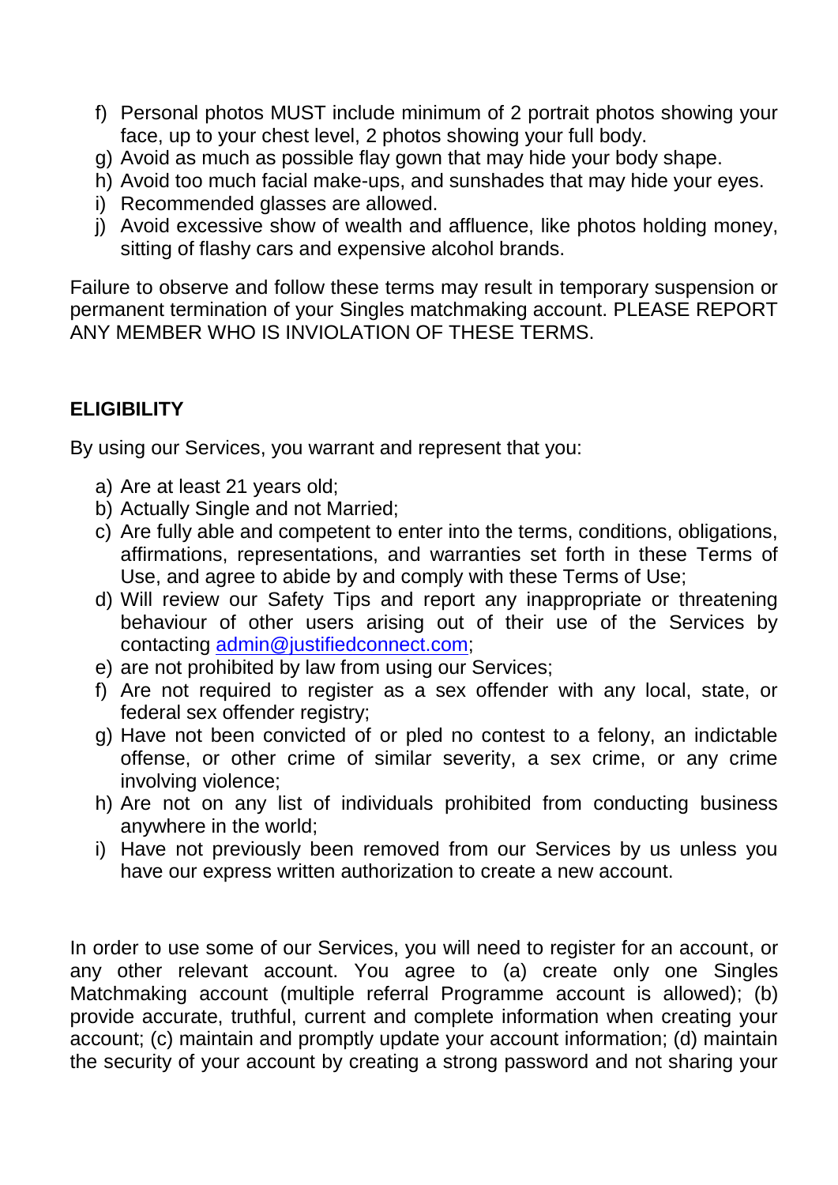f) Personal photos MUST include minimum of 2 portrait photos showing your face, up to your chest level, 2 photos showing your full body.
g) Avoid as much as possible flay gown that may hide your body shape.
h) Avoid too much facial make-ups, and sunshades that may hide your eyes.
i) Recommended glasses are allowed.
j) Avoid excessive show of wealth and affluence, like photos holding money, sitting of flashy cars and expensive alcohol brands.

Failure to observe and follow these terms may result in temporary suspension or permanent termination of your Singles matchmaking account. PLEASE REPORT ANY MEMBER WHO IS INVIOLATION OF THESE TERMS.

**ELIGIBILITY**

By using our Services, you warrant and represent that you:

a) Are at least 21 years old;
b) Actually Single and not Married;
c) Are fully able and competent to enter into the terms, conditions, obligations, affirmations, representations, and warranties set forth in these Terms of Use, and agree to abide by and comply with these Terms of Use;
d) Will review our Safety Tips and report any inappropriate or threatening behaviour of other users arising out of their use of the Services by contacting [admin@justifiedconnect.com](mailto:admin@justifiedconnect.com);
e) are not prohibited by law from using our Services;
f) Are not required to register as a sex offender with any local, state, or federal sex offender registry;
g) Have not been convicted of or pled no contest to a felony, an indictable offense, or other crime of similar severity, a sex crime, or any crime involving violence;
h) Are not on any list of individuals prohibited from conducting business anywhere in the world;
i) Have not previously been removed from our Services by us unless you have our express written authorization to create a new account.

In order to use some of our Services, you will need to register for an account, or any other relevant account. You agree to (a) create only one Singles Matchmaking account (multiple referral Programme account is allowed); (b) provide accurate, truthful, current and complete information when creating your account; (c) maintain and promptly update your account information; (d) maintain the security of your account by creating a strong password and not sharing your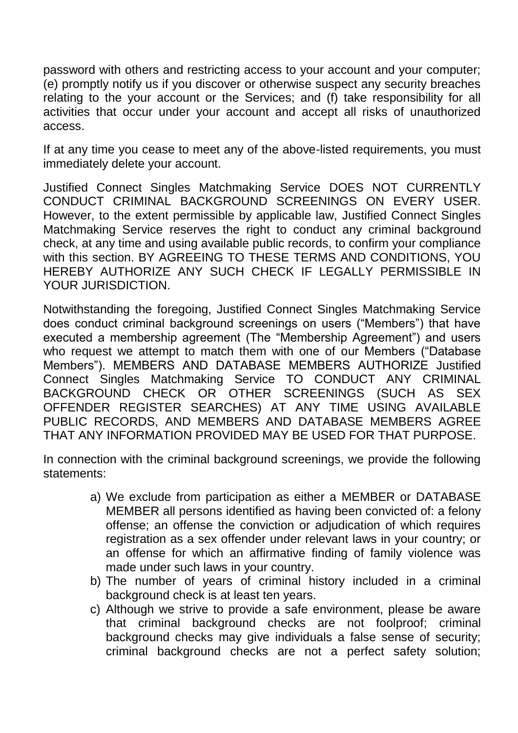password with others and restricting access to your account and your computer; (e) promptly notify us if you discover or otherwise suspect any security breaches relating to the your account or the Services; and (f) take responsibility for all activities that occur under your account and accept all risks of unauthorized access.

If at any time you cease to meet any of the above-listed requirements, you must immediately delete your account.

Justified Connect Singles Matchmaking Service DOES NOT CURRENTLY CONDUCT CRIMINAL BACKGROUND SCREENINGS ON EVERY USER. However, to the extent permissible by applicable law, Justified Connect Singles Matchmaking Service reserves the right to conduct any criminal background check, at any time and using available public records, to confirm your compliance with this section. BY AGREEING TO THESE TERMS AND CONDITIONS, YOU HEREBY AUTHORIZE ANY SUCH CHECK IF LEGALLY PERMISSIBLE IN YOUR JURISDICTION.

Notwithstanding the foregoing, Justified Connect Singles Matchmaking Service does conduct criminal background screenings on users ("Members") that have executed a membership agreement (The "Membership Agreement") and users who request we attempt to match them with one of our Members ("Database Members"). MEMBERS AND DATABASE MEMBERS AUTHORIZE Justified Connect Singles Matchmaking Service TO CONDUCT ANY CRIMINAL BACKGROUND CHECK OR OTHER SCREENINGS (SUCH AS SEX OFFENDER REGISTER SEARCHES) AT ANY TIME USING AVAILABLE PUBLIC RECORDS, AND MEMBERS AND DATABASE MEMBERS AGREE THAT ANY INFORMATION PROVIDED MAY BE USED FOR THAT PURPOSE.

In connection with the criminal background screenings, we provide the following statements:

a) We exclude from participation as either a MEMBER or DATABASE MEMBER all persons identified as having been convicted of: a felony offense; an offense the conviction or adjudication of which requires registration as a sex offender under relevant laws in your country; or an offense for which an affirmative finding of family violence was made under such laws in your country.
b) The number of years of criminal history included in a criminal background check is at least ten years.
c) Although we strive to provide a safe environment, please be aware that criminal background checks are not foolproof; criminal background checks may give individuals a false sense of security; criminal background checks are not a perfect safety solution;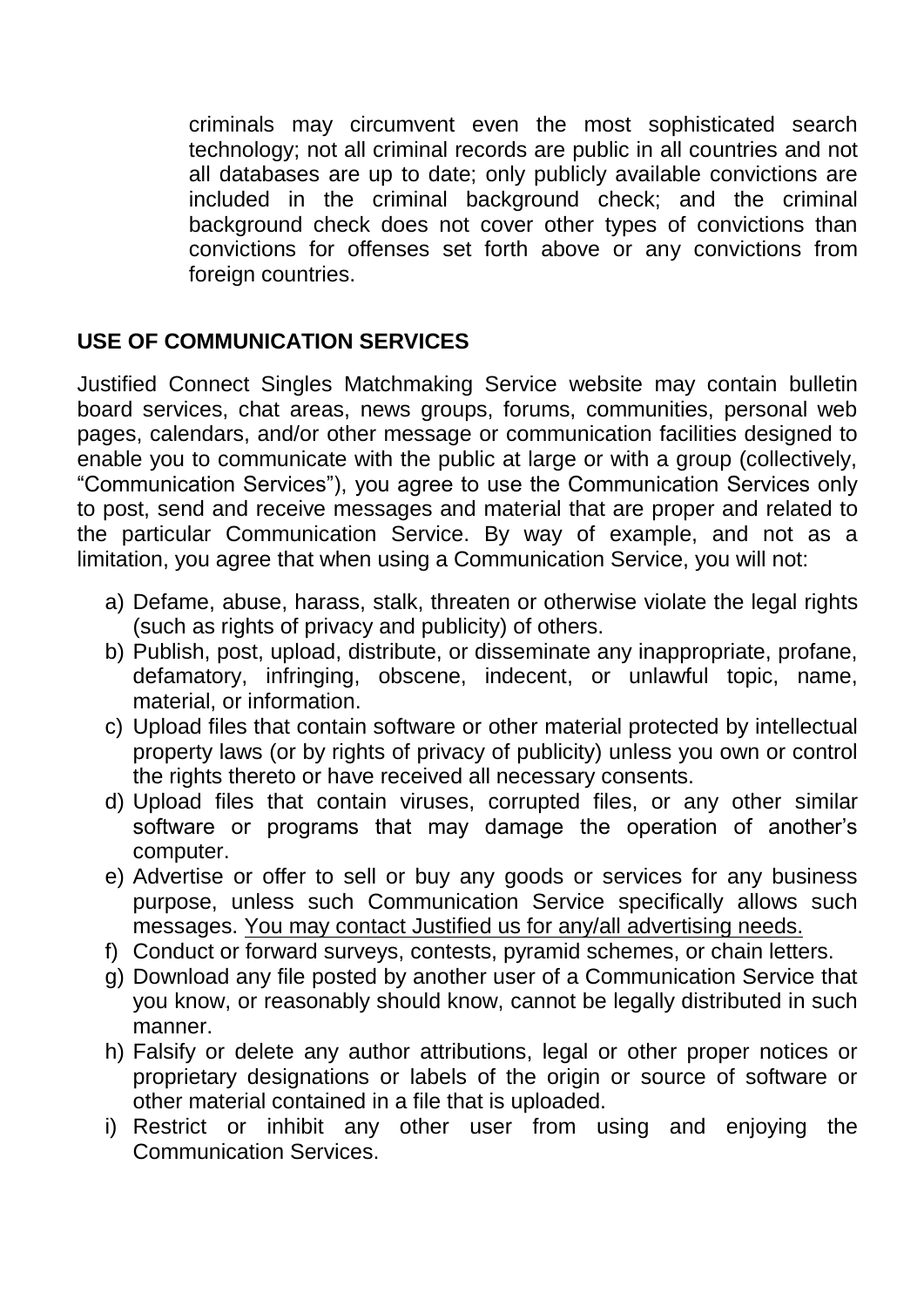criminals may circumvent even the most sophisticated search technology; not all criminal records are public in all countries and not all databases are up to date; only publicly available convictions are included in the criminal background check; and the criminal background check does not cover other types of convictions than convictions for offenses set forth above or any convictions from foreign countries.

## USE OF COMMUNICATION SERVICES

Justified Connect Singles Matchmaking Service website may contain bulletin board services, chat areas, news groups, forums, communities, personal web pages, calendars, and/or other message or communication facilities designed to enable you to communicate with the public at large or with a group (collectively, "Communication Services"), you agree to use the Communication Services only to post, send and receive messages and material that are proper and related to the particular Communication Service. By way of example, and not as a limitation, you agree that when using a Communication Service, you will not:

a) Defame, abuse, harass, stalk, threaten or otherwise violate the legal rights (such as rights of privacy and publicity) of others.
b) Publish, post, upload, distribute, or disseminate any inappropriate, profane, defamatory, infringing, obscene, indecent, or unlawful topic, name, material, or information.
c) Upload files that contain software or other material protected by intellectual property laws (or by rights of privacy of publicity) unless you own or control the rights thereto or have received all necessary consents.
d) Upload files that contain viruses, corrupted files, or any other similar software or programs that may damage the operation of another's computer.
e) Advertise or offer to sell or buy any goods or services for any business purpose, unless such Communication Service specifically allows such messages. <u>You may contact Justified us for any/all advertising needs.</u>
f) Conduct or forward surveys, contests, pyramid schemes, or chain letters.
g) Download any file posted by another user of a Communication Service that you know, or reasonably should know, cannot be legally distributed in such manner.
h) Falsify or delete any author attributions, legal or other proper notices or proprietary designations or labels of the origin or source of software or other material contained in a file that is uploaded.
i) Restrict or inhibit any other user from using and enjoying the Communication Services.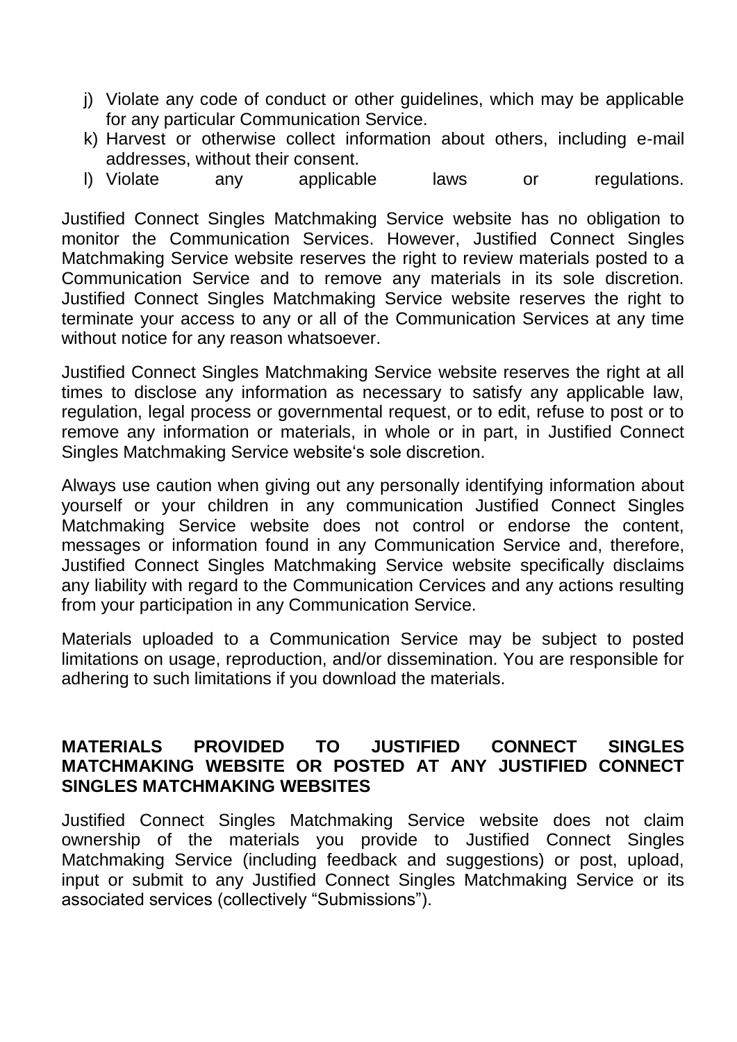j) Violate any code of conduct or other guidelines, which may be applicable for any particular Communication Service.
k) Harvest or otherwise collect information about others, including e-mail addresses, without their consent.
l) Violate any applicable laws or regulations.

Justified Connect Singles Matchmaking Service website has no obligation to monitor the Communication Services. However, Justified Connect Singles Matchmaking Service website reserves the right to review materials posted to a Communication Service and to remove any materials in its sole discretion. Justified Connect Singles Matchmaking Service website reserves the right to terminate your access to any or all of the Communication Services at any time without notice for any reason whatsoever.

Justified Connect Singles Matchmaking Service website reserves the right at all times to disclose any information as necessary to satisfy any applicable law, regulation, legal process or governmental request, or to edit, refuse to post or to remove any information or materials, in whole or in part, in Justified Connect Singles Matchmaking Service website's sole discretion.

Always use caution when giving out any personally identifying information about yourself or your children in any communication Justified Connect Singles Matchmaking Service website does not control or endorse the content, messages or information found in any Communication Service and, therefore, Justified Connect Singles Matchmaking Service website specifically disclaims any liability with regard to the Communication Cervices and any actions resulting from your participation in any Communication Service.

Materials uploaded to a Communication Service may be subject to posted limitations on usage, reproduction, and/or dissemination. You are responsible for adhering to such limitations if you download the materials.

**MATERIALS PROVIDED TO JUSTIFIED CONNECT SINGLES MATCHMAKING WEBSITE OR POSTED AT ANY JUSTIFIED CONNECT SINGLES MATCHMAKING WEBSITES**

Justified Connect Singles Matchmaking Service website does not claim ownership of the materials you provide to Justified Connect Singles Matchmaking Service (including feedback and suggestions) or post, upload, input or submit to any Justified Connect Singles Matchmaking Service or its associated services (collectively "Submissions").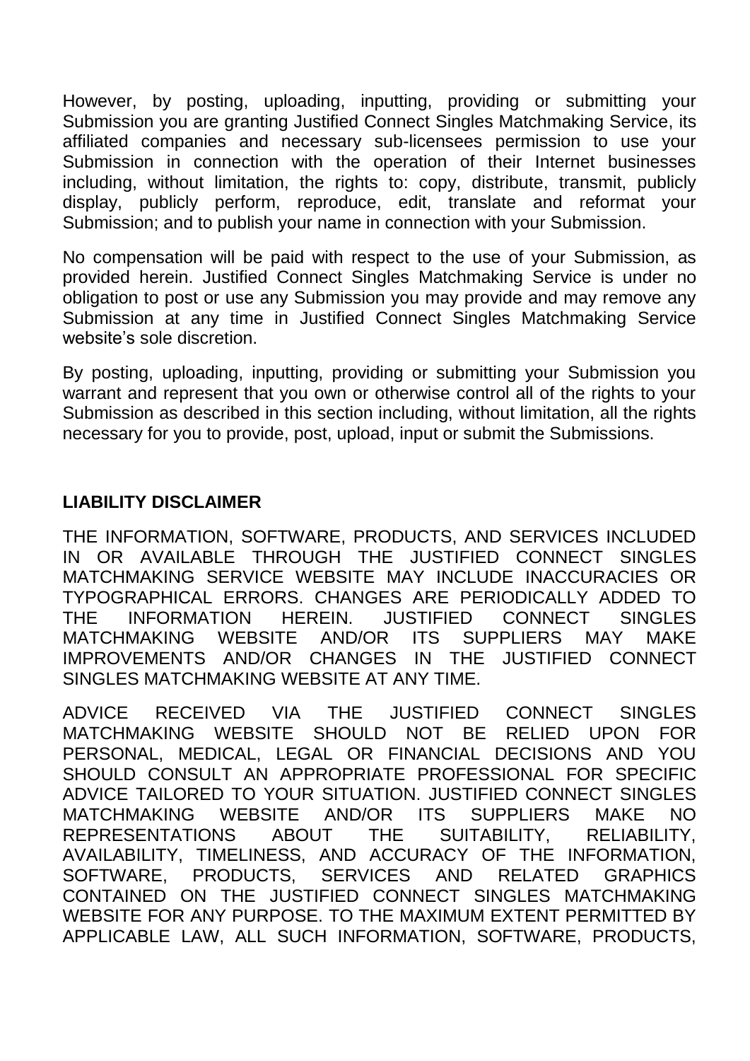However, by posting, uploading, inputting, providing or submitting your Submission you are granting Justified Connect Singles Matchmaking Service, its affiliated companies and necessary sub-licensees permission to use your Submission in connection with the operation of their Internet businesses including, without limitation, the rights to: copy, distribute, transmit, publicly display, publicly perform, reproduce, edit, translate and reformat your Submission; and to publish your name in connection with your Submission.

No compensation will be paid with respect to the use of your Submission, as provided herein. Justified Connect Singles Matchmaking Service is under no obligation to post or use any Submission you may provide and may remove any Submission at any time in Justified Connect Singles Matchmaking Service website's sole discretion.

By posting, uploading, inputting, providing or submitting your Submission you warrant and represent that you own or otherwise control all of the rights to your Submission as described in this section including, without limitation, all the rights necessary for you to provide, post, upload, input or submit the Submissions.

## LIABILITY DISCLAIMER

THE INFORMATION, SOFTWARE, PRODUCTS, AND SERVICES INCLUDED IN OR AVAILABLE THROUGH THE JUSTIFIED CONNECT SINGLES MATCHMAKING SERVICE WEBSITE MAY INCLUDE INACCURACIES OR TYPOGRAPHICAL ERRORS. CHANGES ARE PERIODICALLY ADDED TO THE INFORMATION HEREIN. JUSTIFIED CONNECT SINGLES MATCHMAKING WEBSITE AND/OR ITS SUPPLIERS MAY MAKE IMPROVEMENTS AND/OR CHANGES IN THE JUSTIFIED CONNECT SINGLES MATCHMAKING WEBSITE AT ANY TIME.

ADVICE RECEIVED VIA THE JUSTIFIED CONNECT SINGLES MATCHMAKING WEBSITE SHOULD NOT BE RELIED UPON FOR PERSONAL, MEDICAL, LEGAL OR FINANCIAL DECISIONS AND YOU SHOULD CONSULT AN APPROPRIATE PROFESSIONAL FOR SPECIFIC ADVICE TAILORED TO YOUR SITUATION. JUSTIFIED CONNECT SINGLES MATCHMAKING WEBSITE AND/OR ITS SUPPLIERS MAKE NO REPRESENTATIONS ABOUT THE SUITABILITY, RELIABILITY, AVAILABILITY, TIMELINESS, AND ACCURACY OF THE INFORMATION, SOFTWARE, PRODUCTS, SERVICES AND RELATED GRAPHICS CONTAINED ON THE JUSTIFIED CONNECT SINGLES MATCHMAKING WEBSITE FOR ANY PURPOSE. TO THE MAXIMUM EXTENT PERMITTED BY APPLICABLE LAW, ALL SUCH INFORMATION, SOFTWARE, PRODUCTS,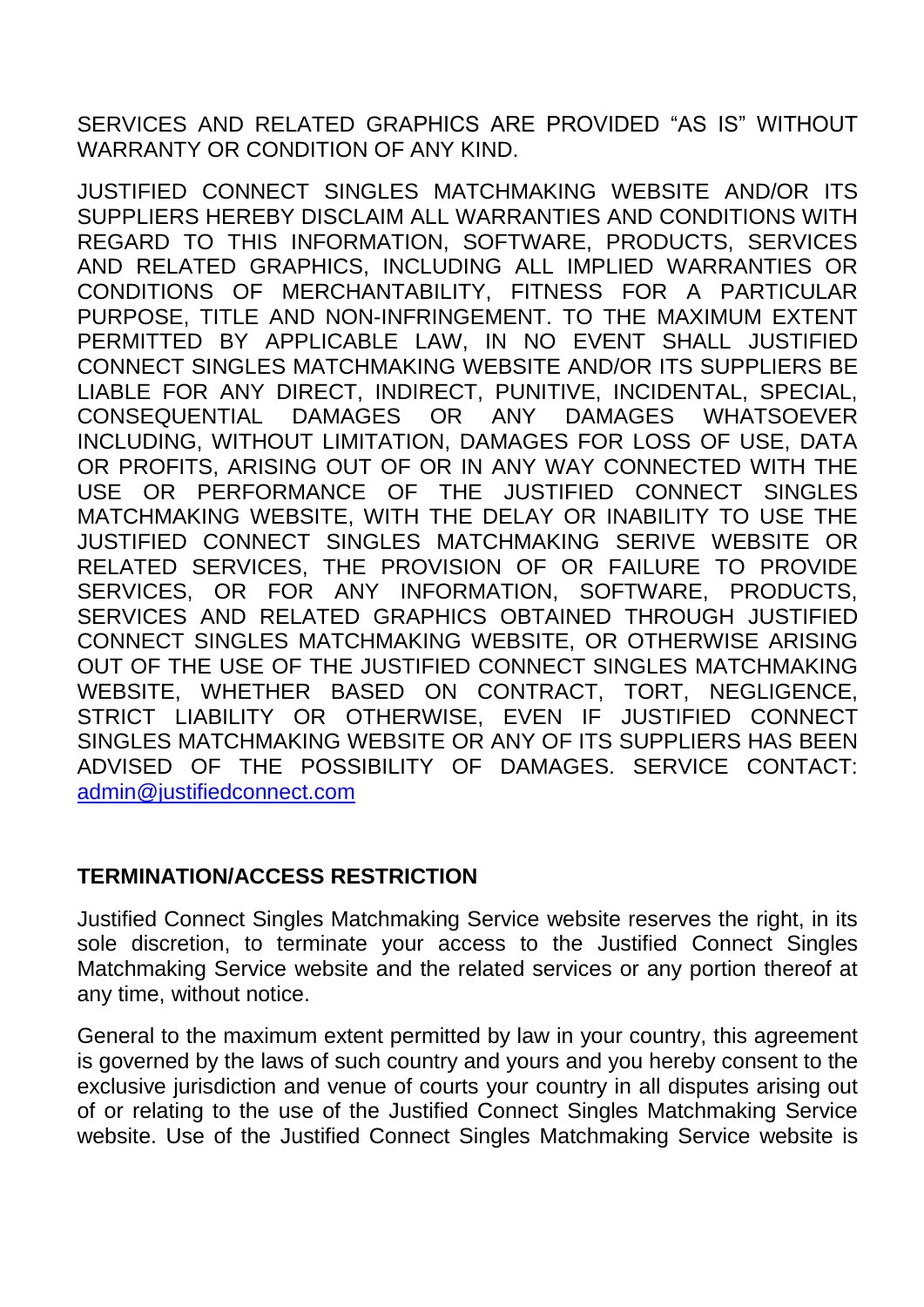SERVICES AND RELATED GRAPHICS ARE PROVIDED "AS IS" WITHOUT WARRANTY OR CONDITION OF ANY KIND.

JUSTIFIED CONNECT SINGLES MATCHMAKING WEBSITE AND/OR ITS SUPPLIERS HEREBY DISCLAIM ALL WARRANTIES AND CONDITIONS WITH REGARD TO THIS INFORMATION, SOFTWARE, PRODUCTS, SERVICES AND RELATED GRAPHICS, INCLUDING ALL IMPLIED WARRANTIES OR CONDITIONS OF MERCHANTABILITY, FITNESS FOR A PARTICULAR PURPOSE, TITLE AND NON-INFRINGEMENT. TO THE MAXIMUM EXTENT PERMITTED BY APPLICABLE LAW, IN NO EVENT SHALL JUSTIFIED CONNECT SINGLES MATCHMAKING WEBSITE AND/OR ITS SUPPLIERS BE LIABLE FOR ANY DIRECT, INDIRECT, PUNITIVE, INCIDENTAL, SPECIAL, CONSEQUENTIAL DAMAGES OR ANY DAMAGES WHATSOEVER INCLUDING, WITHOUT LIMITATION, DAMAGES FOR LOSS OF USE, DATA OR PROFITS, ARISING OUT OF OR IN ANY WAY CONNECTED WITH THE USE OR PERFORMANCE OF THE JUSTIFIED CONNECT SINGLES MATCHMAKING WEBSITE, WITH THE DELAY OR INABILITY TO USE THE JUSTIFIED CONNECT SINGLES MATCHMAKING SERIVE WEBSITE OR RELATED SERVICES, THE PROVISION OF OR FAILURE TO PROVIDE SERVICES, OR FOR ANY INFORMATION, SOFTWARE, PRODUCTS, SERVICES AND RELATED GRAPHICS OBTAINED THROUGH JUSTIFIED CONNECT SINGLES MATCHMAKING WEBSITE, OR OTHERWISE ARISING OUT OF THE USE OF THE JUSTIFIED CONNECT SINGLES MATCHMAKING WEBSITE, WHETHER BASED ON CONTRACT, TORT, NEGLIGENCE, STRICT LIABILITY OR OTHERWISE, EVEN IF JUSTIFIED CONNECT SINGLES MATCHMAKING WEBSITE OR ANY OF ITS SUPPLIERS HAS BEEN ADVISED OF THE POSSIBILITY OF DAMAGES. SERVICE CONTACT: admin@justifiedconnect.com

**TERMINATION/ACCESS RESTRICTION**

Justified Connect Singles Matchmaking Service website reserves the right, in its sole discretion, to terminate your access to the Justified Connect Singles Matchmaking Service website and the related services or any portion thereof at any time, without notice.

General to the maximum extent permitted by law in your country, this agreement is governed by the laws of such country and yours and you hereby consent to the exclusive jurisdiction and venue of courts your country in all disputes arising out of or relating to the use of the Justified Connect Singles Matchmaking Service website. Use of the Justified Connect Singles Matchmaking Service website is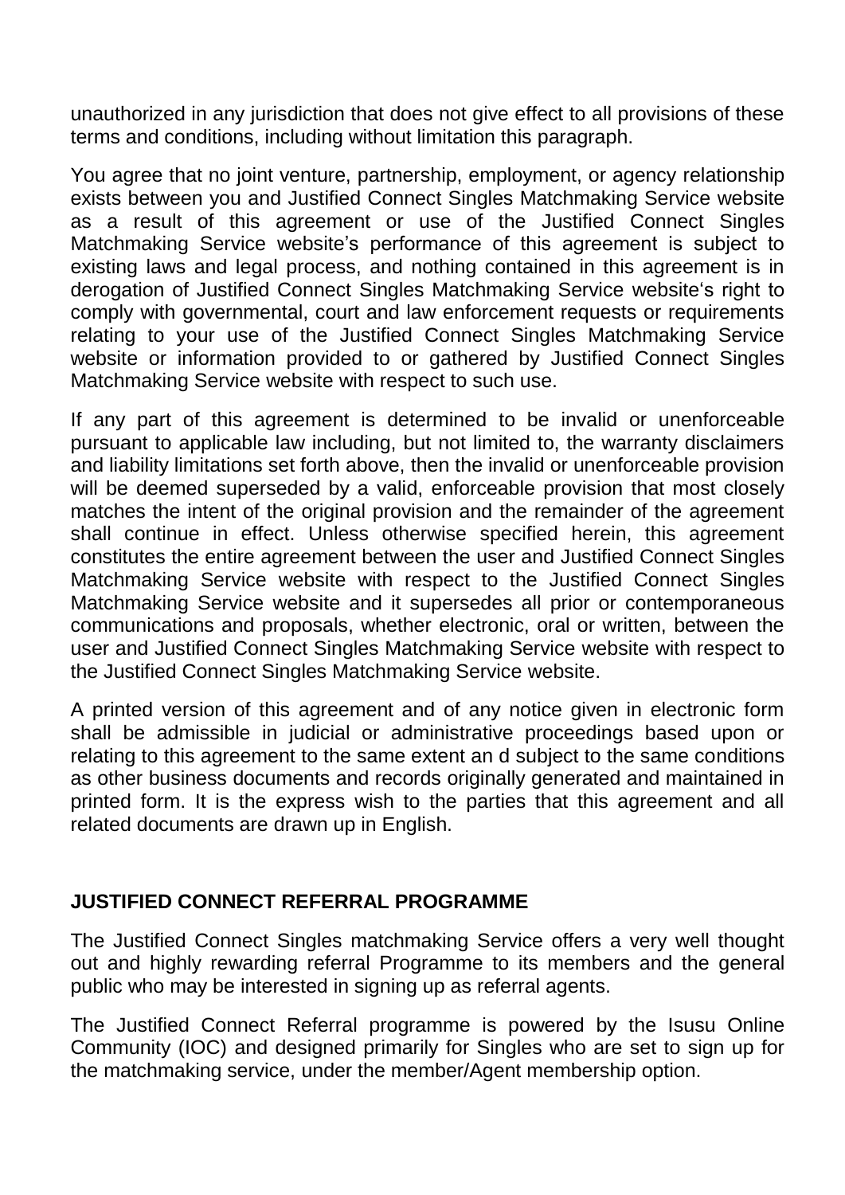unauthorized in any jurisdiction that does not give effect to all provisions of these terms and conditions, including without limitation this paragraph.

You agree that no joint venture, partnership, employment, or agency relationship exists between you and Justified Connect Singles Matchmaking Service website as a result of this agreement or use of the Justified Connect Singles Matchmaking Service website's performance of this agreement is subject to existing laws and legal process, and nothing contained in this agreement is in derogation of Justified Connect Singles Matchmaking Service website's right to comply with governmental, court and law enforcement requests or requirements relating to your use of the Justified Connect Singles Matchmaking Service website or information provided to or gathered by Justified Connect Singles Matchmaking Service website with respect to such use.

If any part of this agreement is determined to be invalid or unenforceable pursuant to applicable law including, but not limited to, the warranty disclaimers and liability limitations set forth above, then the invalid or unenforceable provision will be deemed superseded by a valid, enforceable provision that most closely matches the intent of the original provision and the remainder of the agreement shall continue in effect. Unless otherwise specified herein, this agreement constitutes the entire agreement between the user and Justified Connect Singles Matchmaking Service website with respect to the Justified Connect Singles Matchmaking Service website and it supersedes all prior or contemporaneous communications and proposals, whether electronic, oral or written, between the user and Justified Connect Singles Matchmaking Service website with respect to the Justified Connect Singles Matchmaking Service website.

A printed version of this agreement and of any notice given in electronic form shall be admissible in judicial or administrative proceedings based upon or relating to this agreement to the same extent an d subject to the same conditions as other business documents and records originally generated and maintained in printed form. It is the express wish to the parties that this agreement and all related documents are drawn up in English.

## JUSTIFIED CONNECT REFERRAL PROGRAMME

The Justified Connect Singles matchmaking Service offers a very well thought out and highly rewarding referral Programme to its members and the general public who may be interested in signing up as referral agents.

The Justified Connect Referral programme is powered by the Isusu Online Community (IOC) and designed primarily for Singles who are set to sign up for the matchmaking service, under the member/Agent membership option.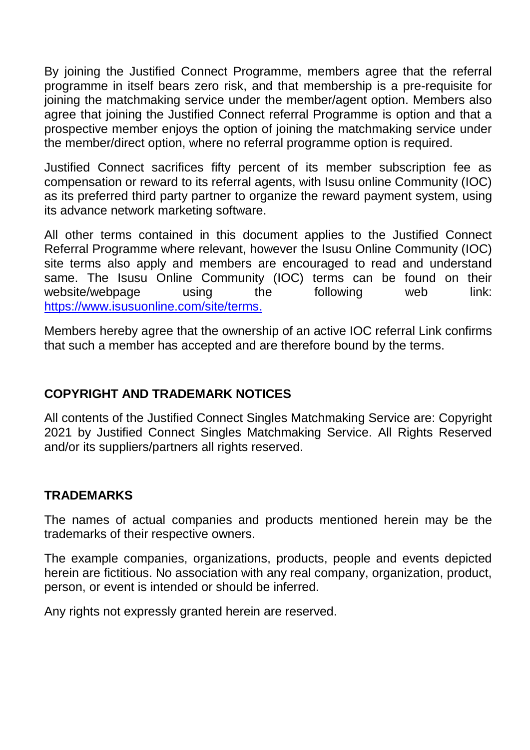By joining the Justified Connect Programme, members agree that the referral programme in itself bears zero risk, and that membership is a pre-requisite for joining the matchmaking service under the member/agent option. Members also agree that joining the Justified Connect referral Programme is option and that a prospective member enjoys the option of joining the matchmaking service under the member/direct option, where no referral programme option is required.

Justified Connect sacrifices fifty percent of its member subscription fee as compensation or reward to its referral agents, with Isusu online Community (IOC) as its preferred third party partner to organize the reward payment system, using its advance network marketing software.

All other terms contained in this document applies to the Justified Connect Referral Programme where relevant, however the Isusu Online Community (IOC) site terms also apply and members are encouraged to read and understand same. The Isusu Online Community (IOC) terms can be found on their website/webpage using the following web link: [https://www.isusuonline.com/site/terms.](https://www.isusuonline.com/site/terms)

Members hereby agree that the ownership of an active IOC referral Link confirms that such a member has accepted and are therefore bound by the terms.

## COPYRIGHT AND TRADEMARK NOTICES

All contents of the Justified Connect Singles Matchmaking Service are: Copyright 2021 by Justified Connect Singles Matchmaking Service. All Rights Reserved and/or its suppliers/partners all rights reserved.

## TRADEMARKS

The names of actual companies and products mentioned herein may be the trademarks of their respective owners.

The example companies, organizations, products, people and events depicted herein are fictitious. No association with any real company, organization, product, person, or event is intended or should be inferred.

Any rights not expressly granted herein are reserved.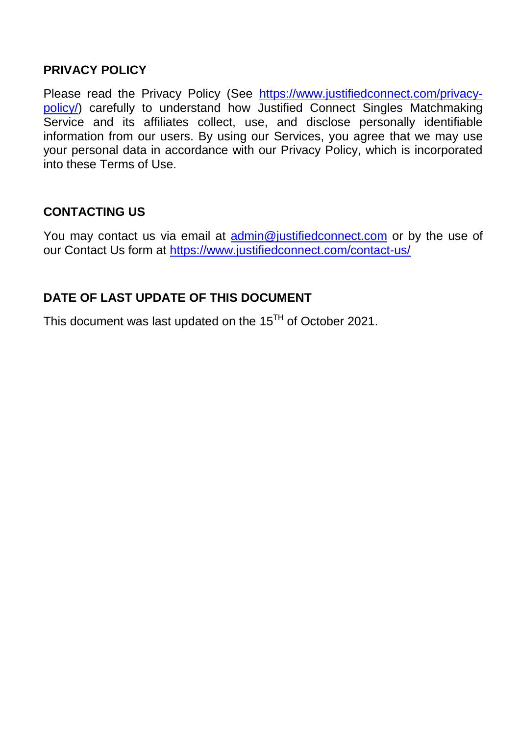## PRIVACY POLICY

Please read the Privacy Policy (See https://www.justifiedconnect.com/privacy-policy/) carefully to understand how Justified Connect Singles Matchmaking Service and its affiliates collect, use, and disclose personally identifiable information from our users. By using our Services, you agree that we may use your personal data in accordance with our Privacy Policy, which is incorporated into these Terms of Use.

## CONTACTING US

You may contact us via email at admin@justifiedconnect.com or by the use of our Contact Us form at https://www.justifiedconnect.com/contact-us/

## DATE OF LAST UPDATE OF THIS DOCUMENT

This document was last updated on the 15TH of October 2021.